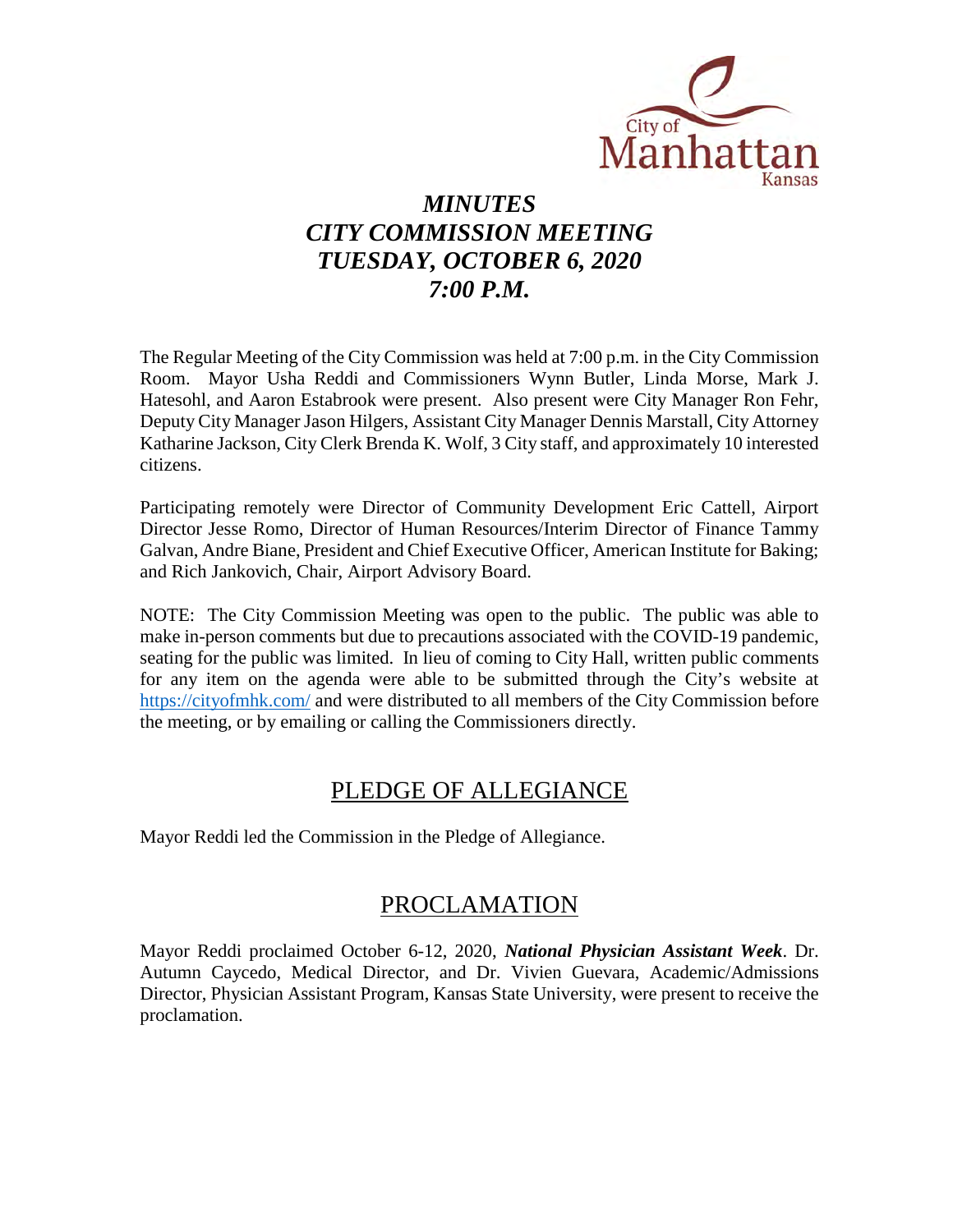City of Manhattan Kansas

# *MINUTES*
# *CITY COMMISSION MEETING*
# *TUESDAY, OCTOBER 6, 2020*
# *7:00 P.M.*

The Regular Meeting of the City Commission was held at 7:00 p.m. in the City Commission Room. Mayor Usha Reddi and Commissioners Wynn Butler, Linda Morse, Mark J. Hatesohl, and Aaron Estabrook were present. Also present were City Manager Ron Fehr, Deputy City Manager Jason Hilgers, Assistant City Manager Dennis Marstall, City Attorney Katharine Jackson, City Clerk Brenda K. Wolf, 3 City staff, and approximately 10 interested citizens.

Participating remotely were Director of Community Development Eric Cattell, Airport Director Jesse Romo, Director of Human Resources/Interim Director of Finance Tammy Galvan, Andre Biane, President and Chief Executive Officer, American Institute for Baking; and Rich Jankovich, Chair, Airport Advisory Board.

NOTE: The City Commission Meeting was open to the public. The public was able to make in-person comments but due to precautions associated with the COVID-19 pandemic, seating for the public was limited. In lieu of coming to City Hall, written public comments for any item on the agenda were able to be submitted through the City's website at https://cityofmhk.com/ and were distributed to all members of the City Commission before the meeting, or by emailing or calling the Commissioners directly.

## PLEDGE OF ALLEGIANCE

Mayor Reddi led the Commission in the Pledge of Allegiance.

## PROCLAMATION

Mayor Reddi proclaimed October 6-12, 2020, ***National Physician Assistant Week***. Dr. Autumn Caycedo, Medical Director, and Dr. Vivien Guevara, Academic/Admissions Director, Physician Assistant Program, Kansas State University, were present to receive the proclamation.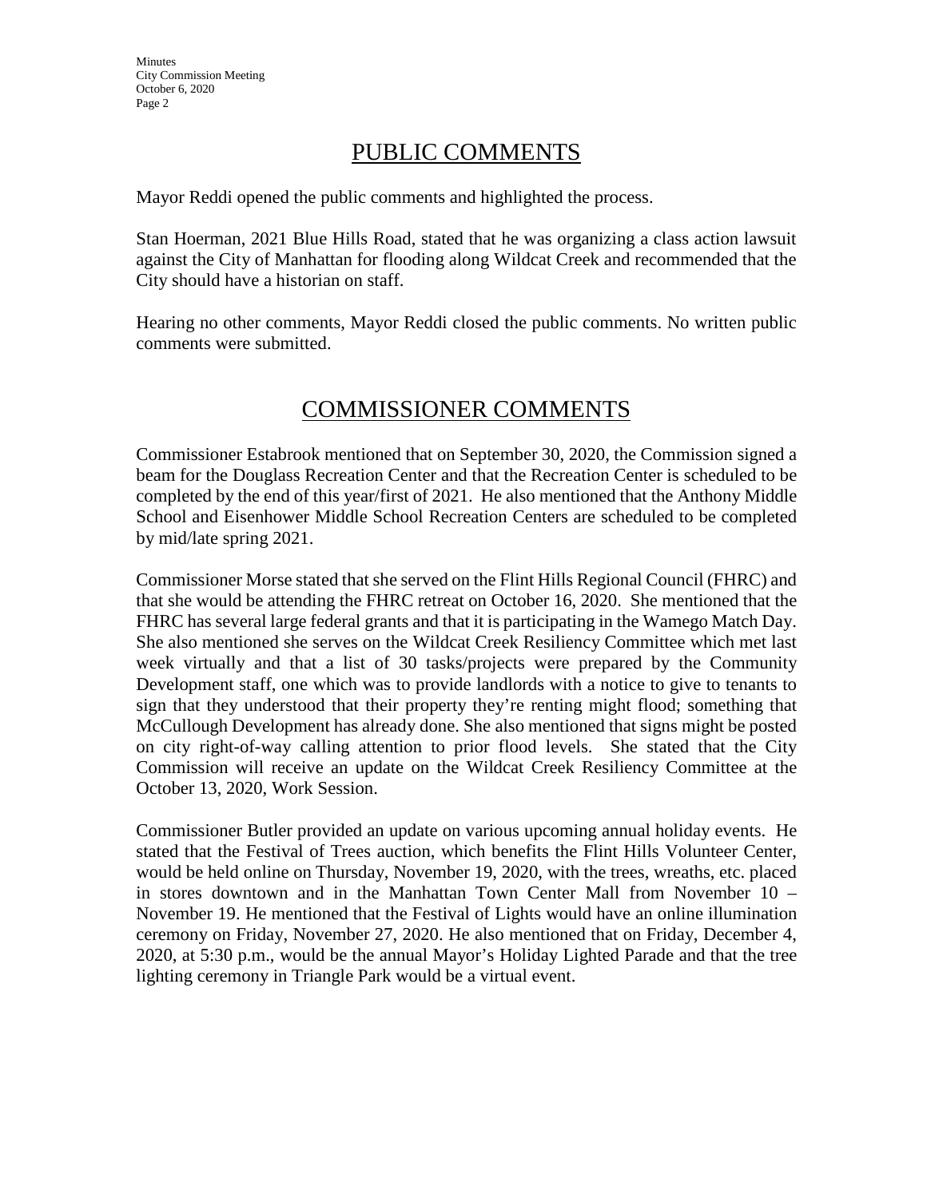## PUBLIC COMMENTS

Mayor Reddi opened the public comments and highlighted the process.

Stan Hoerman, 2021 Blue Hills Road, stated that he was organizing a class action lawsuit against the City of Manhattan for flooding along Wildcat Creek and recommended that the City should have a historian on staff.

Hearing no other comments, Mayor Reddi closed the public comments. No written public comments were submitted.

## COMMISSIONER COMMENTS

Commissioner Estabrook mentioned that on September 30, 2020, the Commission signed a beam for the Douglass Recreation Center and that the Recreation Center is scheduled to be completed by the end of this year/first of 2021. He also mentioned that the Anthony Middle School and Eisenhower Middle School Recreation Centers are scheduled to be completed by mid/late spring 2021.

Commissioner Morse stated that she served on the Flint Hills Regional Council (FHRC) and that she would be attending the FHRC retreat on October 16, 2020. She mentioned that the FHRC has several large federal grants and that it is participating in the Wamego Match Day. She also mentioned she serves on the Wildcat Creek Resiliency Committee which met last week virtually and that a list of 30 tasks/projects were prepared by the Community Development staff, one which was to provide landlords with a notice to give to tenants to sign that they understood that their property they're renting might flood; something that McCullough Development has already done. She also mentioned that signs might be posted on city right-of-way calling attention to prior flood levels. She stated that the City Commission will receive an update on the Wildcat Creek Resiliency Committee at the October 13, 2020, Work Session.

Commissioner Butler provided an update on various upcoming annual holiday events. He stated that the Festival of Trees auction, which benefits the Flint Hills Volunteer Center, would be held online on Thursday, November 19, 2020, with the trees, wreaths, etc. placed in stores downtown and in the Manhattan Town Center Mall from November 10 – November 19. He mentioned that the Festival of Lights would have an online illumination ceremony on Friday, November 27, 2020. He also mentioned that on Friday, December 4, 2020, at 5:30 p.m., would be the annual Mayor's Holiday Lighted Parade and that the tree lighting ceremony in Triangle Park would be a virtual event.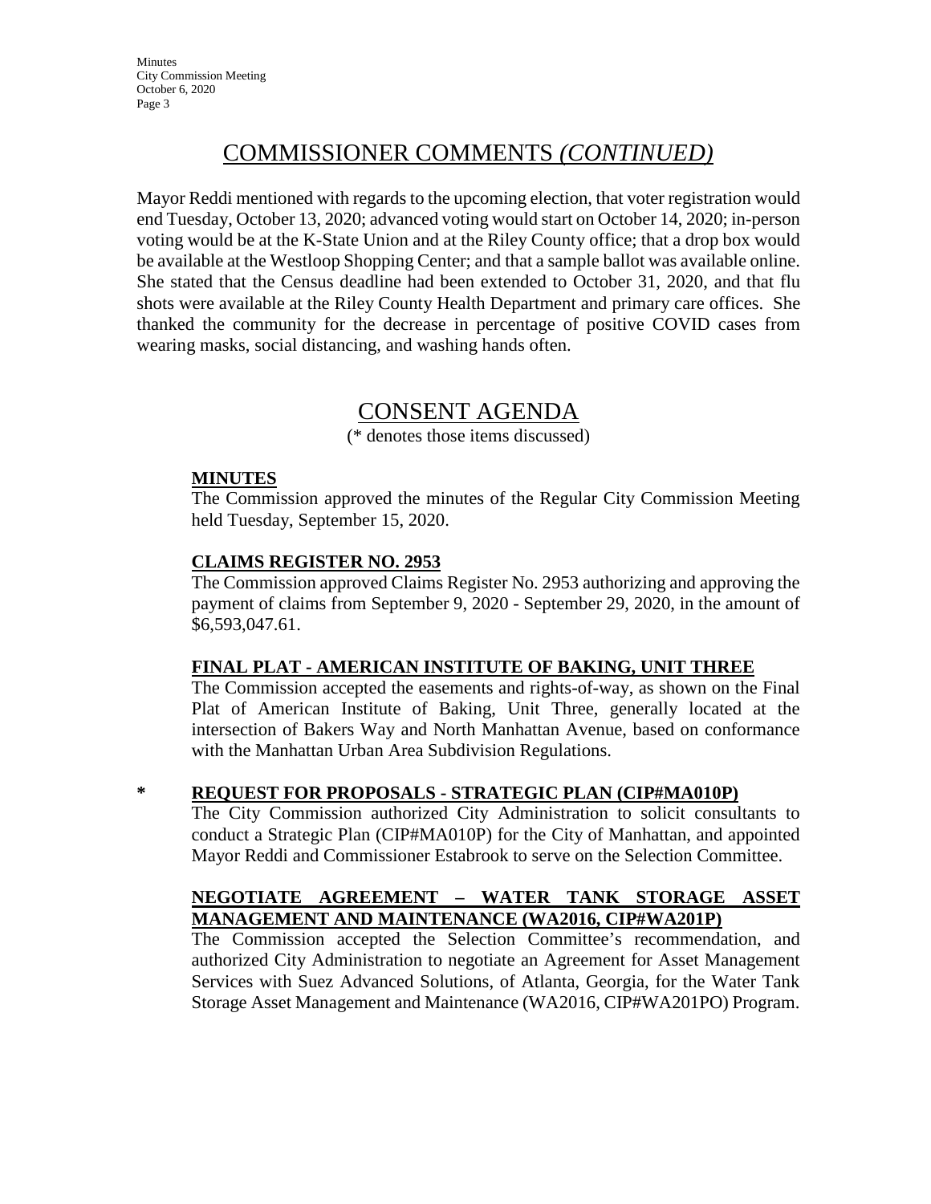## COMMISSIONER COMMENTS *(CONTINUED)*

Mayor Reddi mentioned with regards to the upcoming election, that voter registration would end Tuesday, October 13, 2020; advanced voting would start on October 14, 2020; in-person voting would be at the K-State Union and at the Riley County office; that a drop box would be available at the Westloop Shopping Center; and that a sample ballot was available online. She stated that the Census deadline had been extended to October 31, 2020, and that flu shots were available at the Riley County Health Department and primary care offices. She thanked the community for the decrease in percentage of positive COVID cases from wearing masks, social distancing, and washing hands often.

## CONSENT AGENDA

(* denotes those items discussed)

**MINUTES**

The Commission approved the minutes of the Regular City Commission Meeting held Tuesday, September 15, 2020.

**CLAIMS REGISTER NO. 2953**

The Commission approved Claims Register No. 2953 authorizing and approving the payment of claims from September 9, 2020 - September 29, 2020, in the amount of $6,593,047.61.

**FINAL PLAT - AMERICAN INSTITUTE OF BAKING, UNIT THREE**

The Commission accepted the easements and rights-of-way, as shown on the Final Plat of American Institute of Baking, Unit Three, generally located at the intersection of Bakers Way and North Manhattan Avenue, based on conformance with the Manhattan Urban Area Subdivision Regulations.

\* **REQUEST FOR PROPOSALS - STRATEGIC PLAN (CIP#MA010P)**

The City Commission authorized City Administration to solicit consultants to conduct a Strategic Plan (CIP#MA010P) for the City of Manhattan, and appointed Mayor Reddi and Commissioner Estabrook to serve on the Selection Committee.

**NEGOTIATE AGREEMENT – WATER TANK STORAGE ASSET MANAGEMENT AND MAINTENANCE (WA2016, CIP#WA201P)**

The Commission accepted the Selection Committee's recommendation, and authorized City Administration to negotiate an Agreement for Asset Management Services with Suez Advanced Solutions, of Atlanta, Georgia, for the Water Tank Storage Asset Management and Maintenance (WA2016, CIP#WA201PO) Program.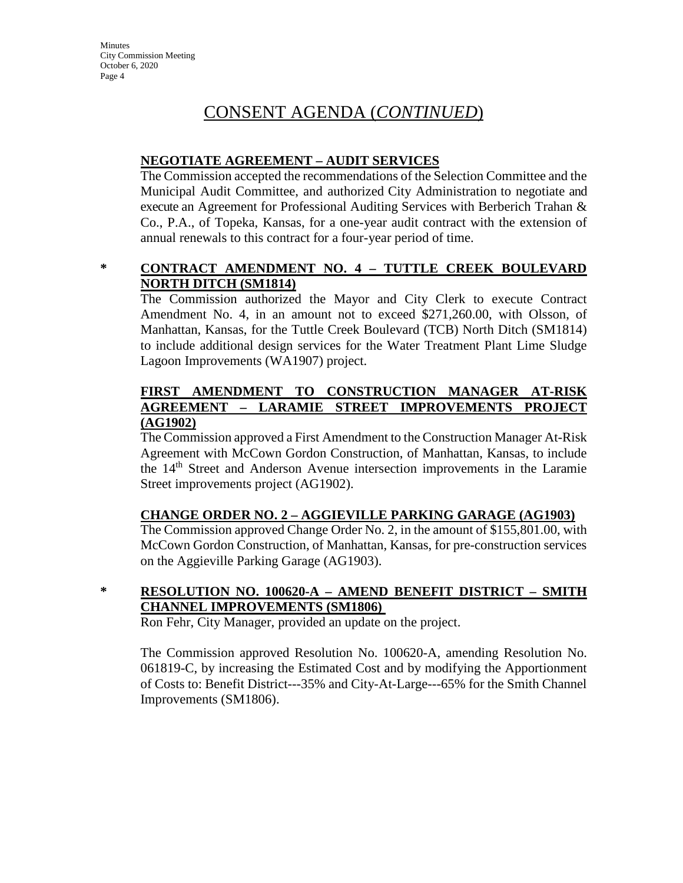# CONSENT AGENDA (*CONTINUED*)

**NEGOTIATE AGREEMENT – AUDIT SERVICES**

The Commission accepted the recommendations of the Selection Committee and the Municipal Audit Committee, and authorized City Administration to negotiate and execute an Agreement for Professional Auditing Services with Berberich Trahan & Co., P.A., of Topeka, Kansas, for a one-year audit contract with the extension of annual renewals to this contract for a four-year period of time.

\* **CONTRACT AMENDMENT NO. 4 – TUTTLE CREEK BOULEVARD NORTH DITCH (SM1814)**

The Commission authorized the Mayor and City Clerk to execute Contract Amendment No. 4, in an amount not to exceed $271,260.00, with Olsson, of Manhattan, Kansas, for the Tuttle Creek Boulevard (TCB) North Ditch (SM1814) to include additional design services for the Water Treatment Plant Lime Sludge Lagoon Improvements (WA1907) project.

**FIRST AMENDMENT TO CONSTRUCTION MANAGER AT-RISK AGREEMENT – LARAMIE STREET IMPROVEMENTS PROJECT (AG1902)**

The Commission approved a First Amendment to the Construction Manager At-Risk Agreement with McCown Gordon Construction, of Manhattan, Kansas, to include the 14th Street and Anderson Avenue intersection improvements in the Laramie Street improvements project (AG1902).

**CHANGE ORDER NO. 2 – AGGIEVILLE PARKING GARAGE (AG1903)**

The Commission approved Change Order No. 2, in the amount of $155,801.00, with McCown Gordon Construction, of Manhattan, Kansas, for pre-construction services on the Aggieville Parking Garage (AG1903).

\* **RESOLUTION NO. 100620-A – AMEND BENEFIT DISTRICT – SMITH CHANNEL IMPROVEMENTS (SM1806)**

Ron Fehr, City Manager, provided an update on the project.

The Commission approved Resolution No. 100620-A, amending Resolution No. 061819-C, by increasing the Estimated Cost and by modifying the Apportionment of Costs to: Benefit District---35% and City-At-Large---65% for the Smith Channel Improvements (SM1806).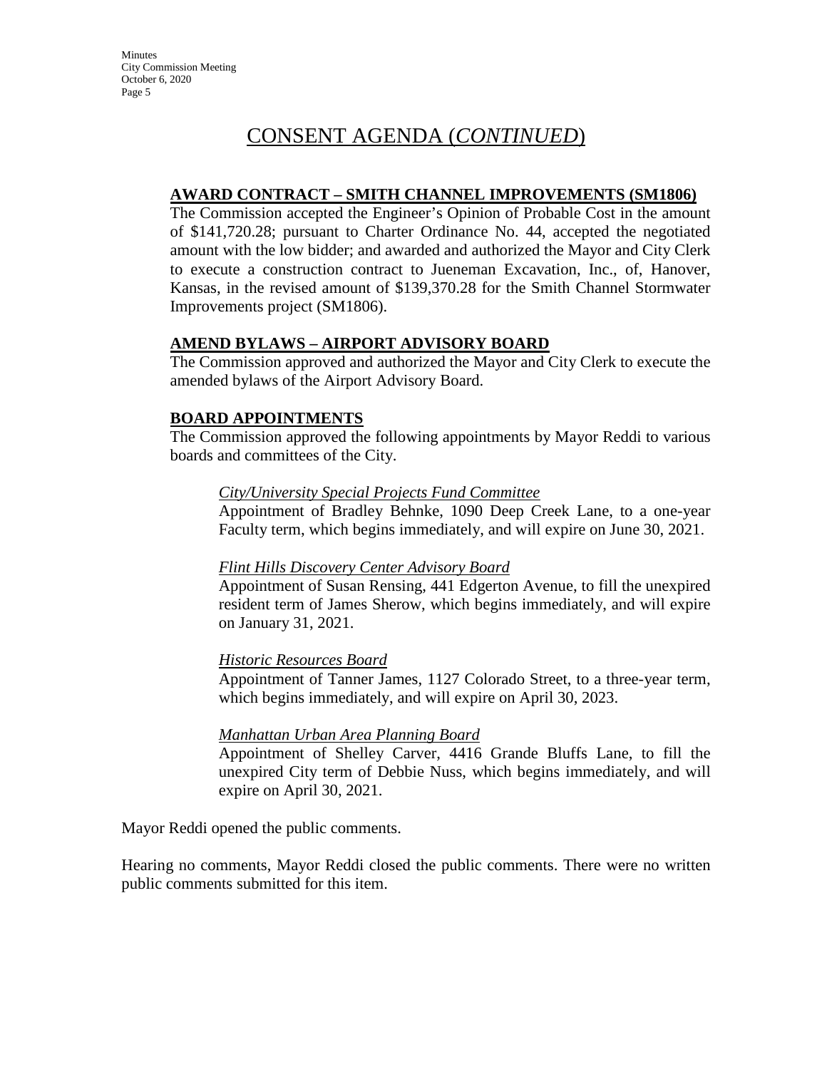# CONSENT AGENDA (*CONTINUED*)

**AWARD CONTRACT – SMITH CHANNEL IMPROVEMENTS (SM1806)**

The Commission accepted the Engineer's Opinion of Probable Cost in the amount of $141,720.28; pursuant to Charter Ordinance No. 44, accepted the negotiated amount with the low bidder; and awarded and authorized the Mayor and City Clerk to execute a construction contract to Jueneman Excavation, Inc., of, Hanover, Kansas, in the revised amount of $139,370.28 for the Smith Channel Stormwater Improvements project (SM1806).

**AMEND BYLAWS – AIRPORT ADVISORY BOARD**

The Commission approved and authorized the Mayor and City Clerk to execute the amended bylaws of the Airport Advisory Board.

**BOARD APPOINTMENTS**

The Commission approved the following appointments by Mayor Reddi to various boards and committees of the City.

*City/University Special Projects Fund Committee*

Appointment of Bradley Behnke, 1090 Deep Creek Lane, to a one-year Faculty term, which begins immediately, and will expire on June 30, 2021.

*Flint Hills Discovery Center Advisory Board*

Appointment of Susan Rensing, 441 Edgerton Avenue, to fill the unexpired resident term of James Sherow, which begins immediately, and will expire on January 31, 2021.

*Historic Resources Board*

Appointment of Tanner James, 1127 Colorado Street, to a three-year term, which begins immediately, and will expire on April 30, 2023.

*Manhattan Urban Area Planning Board*

Appointment of Shelley Carver, 4416 Grande Bluffs Lane, to fill the unexpired City term of Debbie Nuss, which begins immediately, and will expire on April 30, 2021.

Mayor Reddi opened the public comments.

Hearing no comments, Mayor Reddi closed the public comments. There were no written public comments submitted for this item.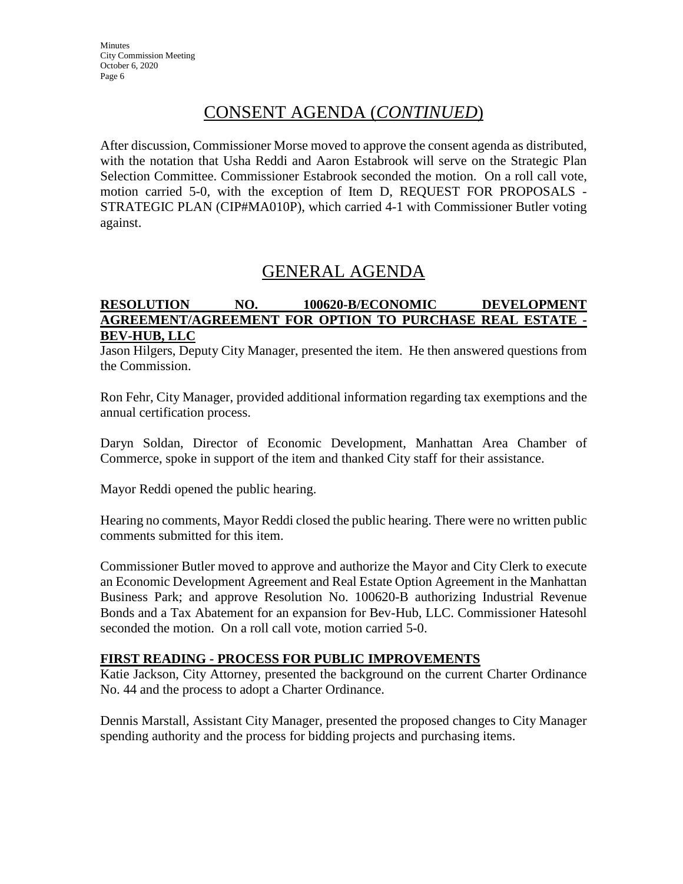## CONSENT AGENDA (*CONTINUED*)

After discussion, Commissioner Morse moved to approve the consent agenda as distributed, with the notation that Usha Reddi and Aaron Estabrook will serve on the Strategic Plan Selection Committee. Commissioner Estabrook seconded the motion. On a roll call vote, motion carried 5-0, with the exception of Item D, REQUEST FOR PROPOSALS - STRATEGIC PLAN (CIP#MA010P), which carried 4-1 with Commissioner Butler voting against.

## GENERAL AGENDA

**RESOLUTION NO. 100620-B/ECONOMIC DEVELOPMENT AGREEMENT/AGREEMENT FOR OPTION TO PURCHASE REAL ESTATE - BEV-HUB, LLC**

Jason Hilgers, Deputy City Manager, presented the item. He then answered questions from the Commission.

Ron Fehr, City Manager, provided additional information regarding tax exemptions and the annual certification process.

Daryn Soldan, Director of Economic Development, Manhattan Area Chamber of Commerce, spoke in support of the item and thanked City staff for their assistance.

Mayor Reddi opened the public hearing.

Hearing no comments, Mayor Reddi closed the public hearing. There were no written public comments submitted for this item.

Commissioner Butler moved to approve and authorize the Mayor and City Clerk to execute an Economic Development Agreement and Real Estate Option Agreement in the Manhattan Business Park; and approve Resolution No. 100620-B authorizing Industrial Revenue Bonds and a Tax Abatement for an expansion for Bev-Hub, LLC. Commissioner Hatesohl seconded the motion. On a roll call vote, motion carried 5-0.

**FIRST READING - PROCESS FOR PUBLIC IMPROVEMENTS**

Katie Jackson, City Attorney, presented the background on the current Charter Ordinance No. 44 and the process to adopt a Charter Ordinance.

Dennis Marstall, Assistant City Manager, presented the proposed changes to City Manager spending authority and the process for bidding projects and purchasing items.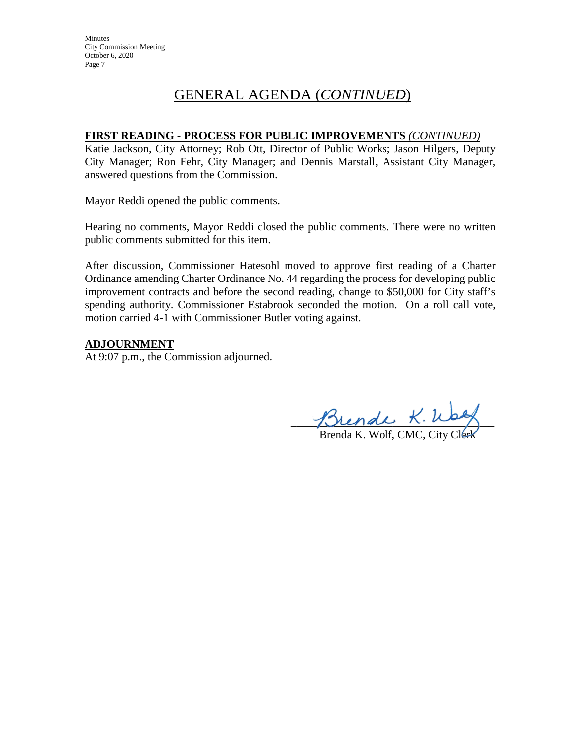## GENERAL AGENDA (*CONTINUED*)

**FIRST READING - PROCESS FOR PUBLIC IMPROVEMENTS** *(CONTINUED)*

Katie Jackson, City Attorney; Rob Ott, Director of Public Works; Jason Hilgers, Deputy City Manager; Ron Fehr, City Manager; and Dennis Marstall, Assistant City Manager, answered questions from the Commission.

Mayor Reddi opened the public comments.

Hearing no comments, Mayor Reddi closed the public comments. There were no written public comments submitted for this item.

After discussion, Commissioner Hatesohl moved to approve first reading of a Charter Ordinance amending Charter Ordinance No. 44 regarding the process for developing public improvement contracts and before the second reading, change to $50,000 for City staff's spending authority. Commissioner Estabrook seconded the motion. On a roll call vote, motion carried 4-1 with Commissioner Butler voting against.

**ADJOURNMENT**

At 9:07 p.m., the Commission adjourned.

Brenda K. Wolf, CMC, City Clerk